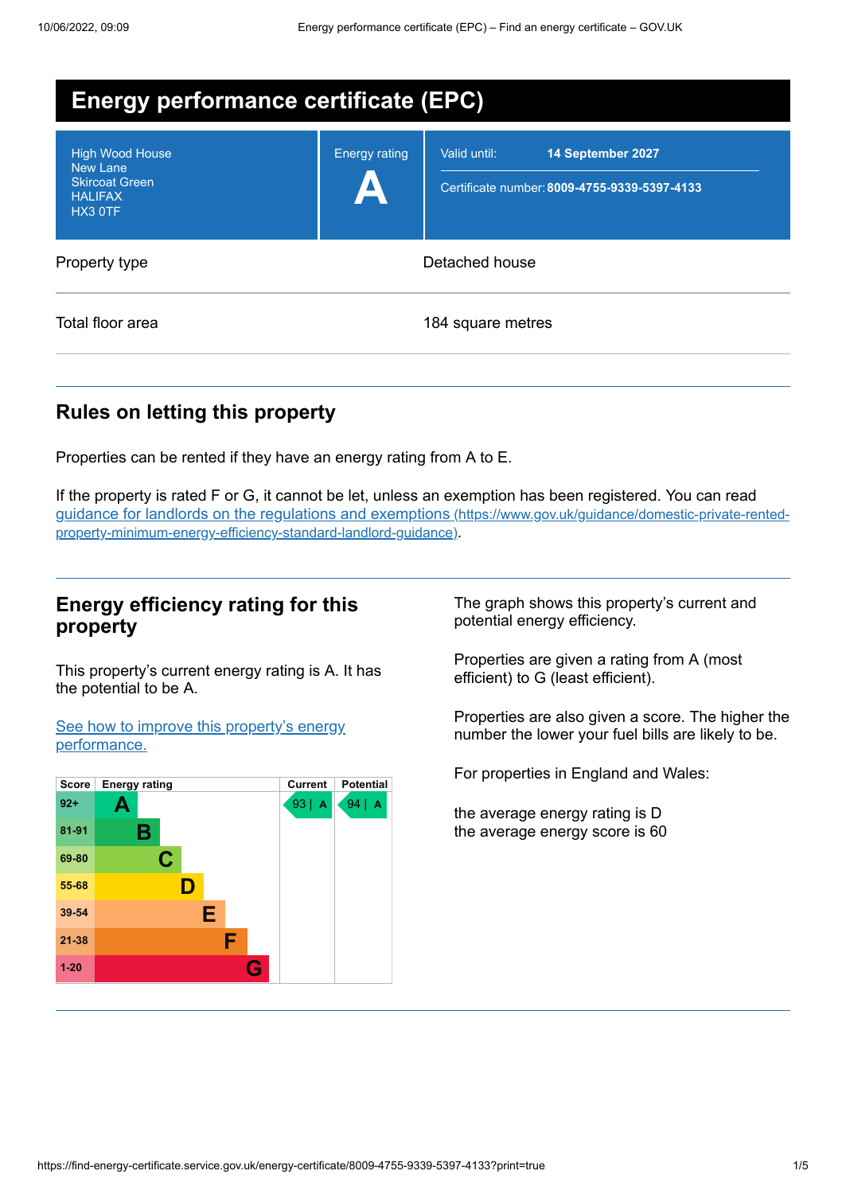# Energy performance certificate (EPC)

| | | |
|---|---|---|
| High Wood House<br>New Lane<br>Skircoat Green<br>HALIFAX<br>HX3 0TF | Energy rating<br>**A** | Valid until: **14 September 2027**<br>Certificate number: **8009-4755-9339-5397-4133** |

| | |
|---|---|
| Property type | Detached house |
| Total floor area | 184 square metres |

## Rules on letting this property

Properties can be rented if they have an energy rating from A to E.

If the property is rated F or G, it cannot be let, unless an exemption has been registered. You can read [guidance for landlords on the regulations and exemptions (https://www.gov.uk/guidance/domestic-private-rented-property-minimum-energy-efficiency-standard-landlord-guidance)](https://www.gov.uk/guidance/domestic-private-rented-property-minimum-energy-efficiency-standard-landlord-guidance).

## Energy efficiency rating for this property

This property's current energy rating is A. It has the potential to be A.

[See how to improve this property's energy performance.]()

| Score | Energy rating | Current | Potential |
|---|---|---|---|
| 92+ | A | 93 \| A | 94 \| A |
| 81-91 | B | | |
| 69-80 | C | | |
| 55-68 | D | | |
| 39-54 | E | | |
| 21-38 | F | | |
| 1-20 | G | | |

The graph shows this property's current and potential energy efficiency.

Properties are given a rating from A (most efficient) to G (least efficient).

Properties are also given a score. The higher the number the lower your fuel bills are likely to be.

For properties in England and Wales:

the average energy rating is D
the average energy score is 60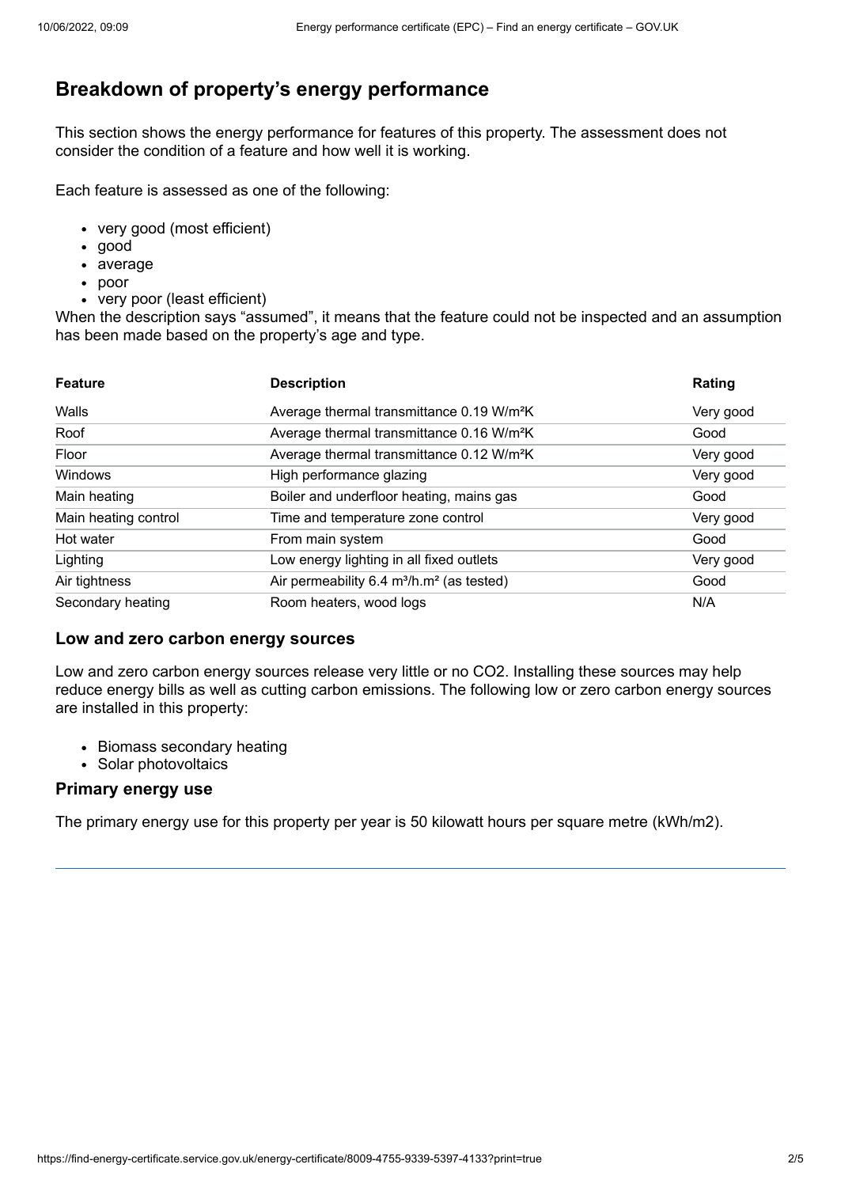## Breakdown of property's energy performance

This section shows the energy performance for features of this property. The assessment does not consider the condition of a feature and how well it is working.

Each feature is assessed as one of the following:

- very good (most efficient)
- good
- average
- poor
- very poor (least efficient)

When the description says "assumed", it means that the feature could not be inspected and an assumption has been made based on the property's age and type.

| Feature | Description | Rating |
| --- | --- | --- |
| Walls | Average thermal transmittance 0.19 $W/m^2K$ | Very good |
| Roof | Average thermal transmittance 0.16 $W/m^2K$ | Good |
| Floor | Average thermal transmittance 0.12 $W/m^2K$ | Very good |
| Windows | High performance glazing | Very good |
| Main heating | Boiler and underfloor heating, mains gas | Good |
| Main heating control | Time and temperature zone control | Very good |
| Hot water | From main system | Good |
| Lighting | Low energy lighting in all fixed outlets | Very good |
| Air tightness | Air permeability 6.4 $m^3/h.m^2$ (as tested) | Good |
| Secondary heating | Room heaters, wood logs | N/A |

### Low and zero carbon energy sources

Low and zero carbon energy sources release very little or no $CO_2$. Installing these sources may help reduce energy bills as well as cutting carbon emissions. The following low or zero carbon energy sources are installed in this property:

- Biomass secondary heating
- Solar photovoltaics

### Primary energy use

The primary energy use for this property per year is 50 kilowatt hours per square metre (kWh/m2).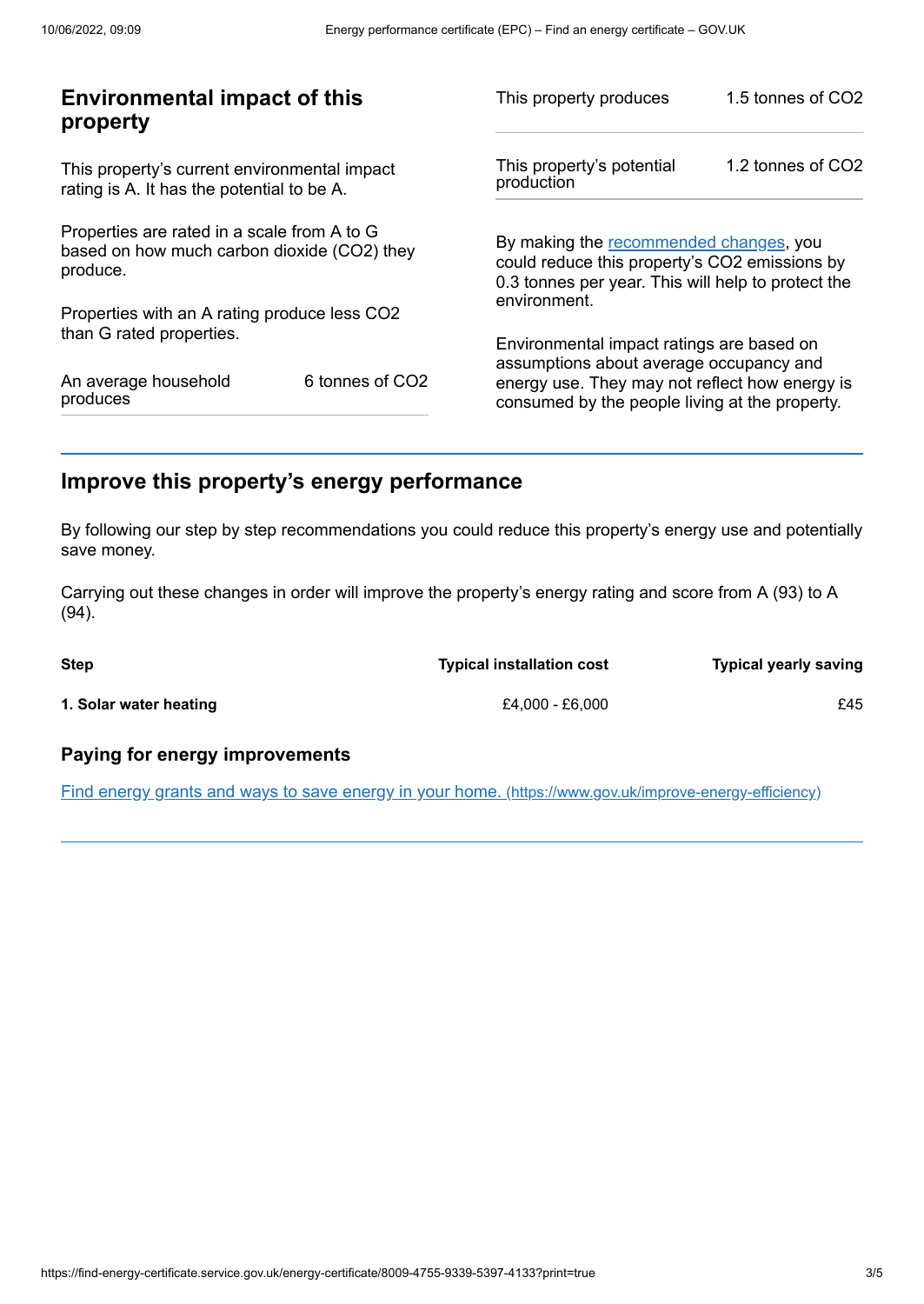## Environmental impact of this property

This property's current environmental impact rating is A. It has the potential to be A.

Properties are rated in a scale from A to G based on how much carbon dioxide ($CO_2$) they produce.

Properties with an A rating produce less $CO_2$ than G rated properties.

| | |
|---|---|
| An average household produces | 6 tonnes of $CO_2$ |

| | |
|---|---|
| This property produces | 1.5 tonnes of $CO_2$ |
| This property's potential production | 1.2 tonnes of $CO_2$ |

By making the recommended changes, you could reduce this property's $CO_2$ emissions by 0.3 tonnes per year. This will help to protect the environment.

Environmental impact ratings are based on assumptions about average occupancy and energy use. They may not reflect how energy is consumed by the people living at the property.

## Improve this property's energy performance

By following our step by step recommendations you could reduce this property's energy use and potentially save money.

Carrying out these changes in order will improve the property's energy rating and score from A (93) to A (94).

| Step | Typical installation cost | Typical yearly saving |
|---|---|---|
| **1. Solar water heating** | £4,000 - £6,000 | £45 |

### Paying for energy improvements

[Find energy grants and ways to save energy in your home. (https://www.gov.uk/improve-energy-efficiency)](https://www.gov.uk/improve-energy-efficiency)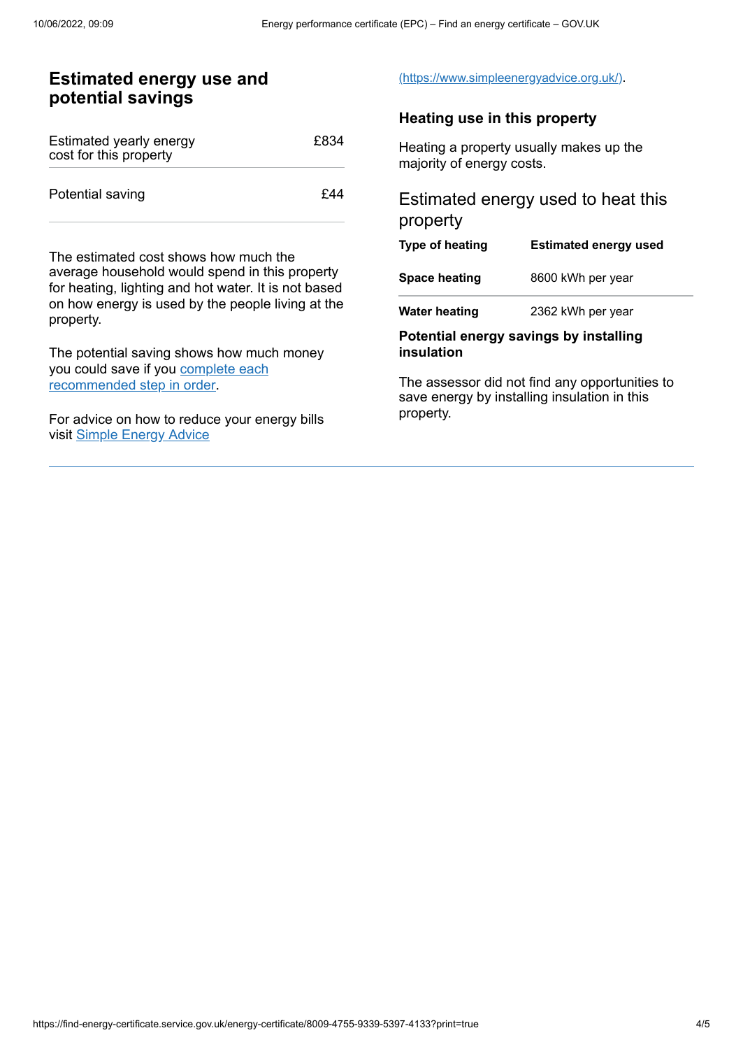## Estimated energy use and potential savings

| | |
|---|---|
| Estimated yearly energy cost for this property | £834 |
| Potential saving | £44 |

The estimated cost shows how much the average household would spend in this property for heating, lighting and hot water. It is not based on how energy is used by the people living at the property.

The potential saving shows how much money you could save if you complete each recommended step in order.

For advice on how to reduce your energy bills visit Simple Energy Advice (https://www.simpleenergyadvice.org.uk/).

### Heating use in this property

Heating a property usually makes up the majority of energy costs.

### Estimated energy used to heat this property

| Type of heating | Estimated energy used |
|---|---|
| **Space heating** | 8600 kWh per year |
| **Water heating** | 2362 kWh per year |

### Potential energy savings by installing insulation

The assessor did not find any opportunities to save energy by installing insulation in this property.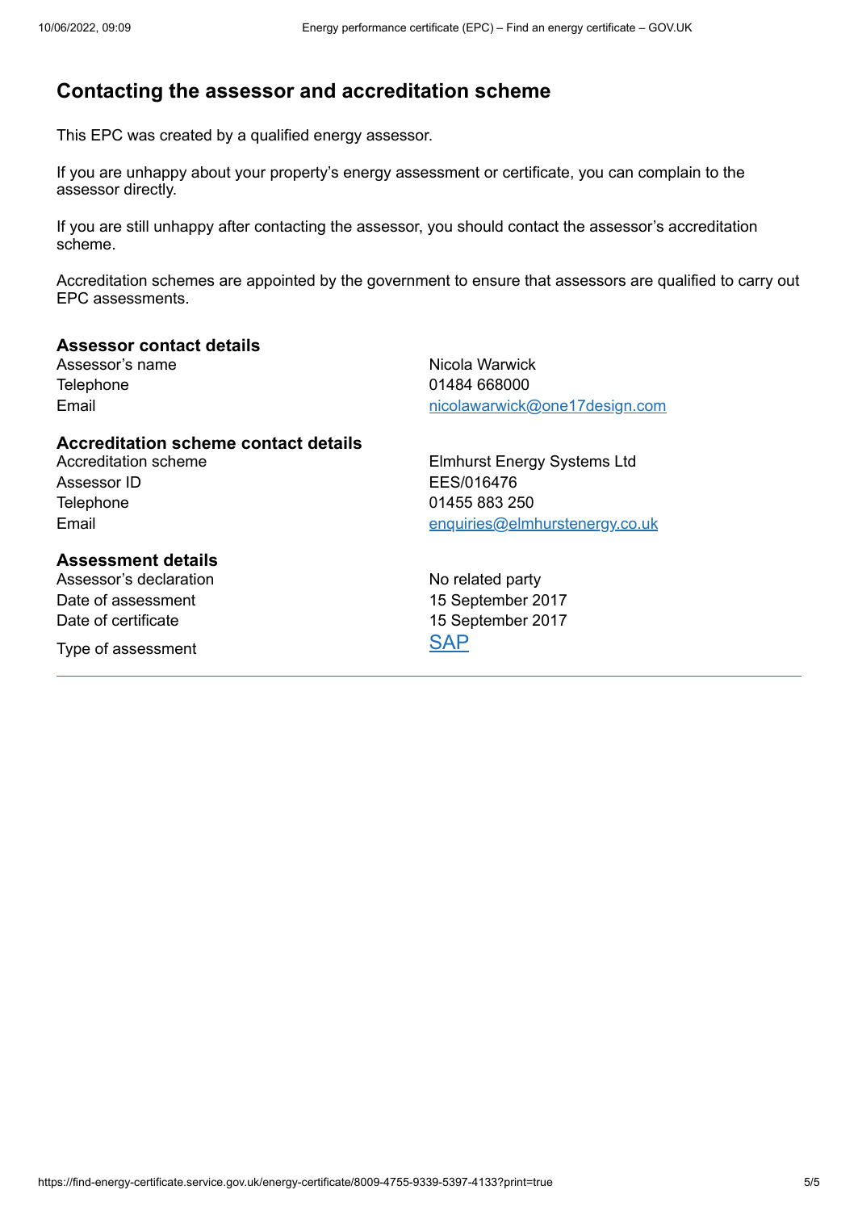## Contacting the assessor and accreditation scheme

This EPC was created by a qualified energy assessor.

If you are unhappy about your property's energy assessment or certificate, you can complain to the assessor directly.

If you are still unhappy after contacting the assessor, you should contact the assessor's accreditation scheme.

Accreditation schemes are appointed by the government to ensure that assessors are qualified to carry out EPC assessments.

### Assessor contact details

| | |
|---|---|
| Assessor's name | Nicola Warwick |
| Telephone | 01484 668000 |
| Email | nicolawarwick@one17design.com |

### Accreditation scheme contact details

| | |
|---|---|
| Accreditation scheme | Elmhurst Energy Systems Ltd |
| Assessor ID | EES/016476 |
| Telephone | 01455 883 250 |
| Email | enquiries@elmhurstenergy.co.uk |

### Assessment details

| | |
|---|---|
| Assessor's declaration | No related party |
| Date of assessment | 15 September 2017 |
| Date of certificate | 15 September 2017 |
| Type of assessment | SAP |